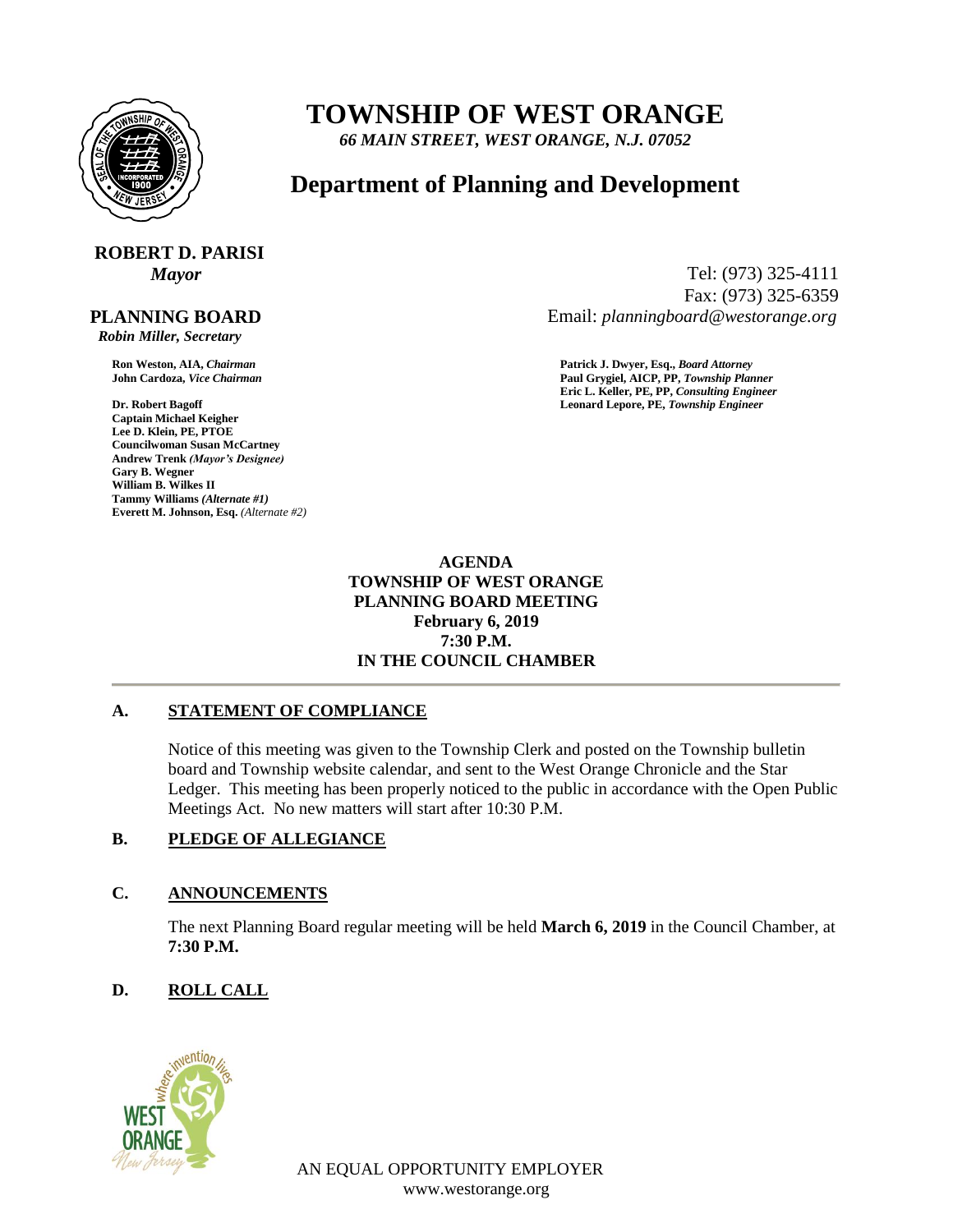# TOWNSHIP OF WEST ORANGE

*66 MAIN STREET, WEST ORANGE, N.J. 07052*

## Department of Planning and Development

**ROBERT D. PARISI**
*Mayor*

Tel: (973) 325-4111
Fax: (973) 325-6359
Email: *planningboard@westorange.org*

**PLANNING BOARD**
*Robin Miller, Secretary*

**Ron Weston, AIA,** ***Chairman***
**John Cardoza,** ***Vice Chairman***

**Dr. Robert Bagoff**
**Captain Michael Keigher**
**Lee D. Klein, PE, PTOE**
**Councilwoman Susan McCartney**
**Andrew Trenk** ***(Mayor's Designee)***
**Gary B. Wegner**
**William B. Wilkes II**
**Tammy Williams** ***(Alternate #1)***
**Everett M. Johnson, Esq.** *(Alternate #2)*

**Patrick J. Dwyer, Esq.,** ***Board Attorney***
**Paul Grygiel, AICP, PP,** ***Township Planner***
**Eric L. Keller, PE, PP,** ***Consulting Engineer***
**Leonard Lepore, PE,** ***Township Engineer***

**AGENDA**
**TOWNSHIP OF WEST ORANGE**
**PLANNING BOARD MEETING**
**February 6, 2019**
**7:30 P.M.**
**IN THE COUNCIL CHAMBER**

---

### A. STATEMENT OF COMPLIANCE

Notice of this meeting was given to the Township Clerk and posted on the Township bulletin board and Township website calendar, and sent to the West Orange Chronicle and the Star Ledger. This meeting has been properly noticed to the public in accordance with the Open Public Meetings Act. No new matters will start after 10:30 P.M.

### B. PLEDGE OF ALLEGIANCE

### C. ANNOUNCEMENTS

The next Planning Board regular meeting will be held **March 6, 2019** in the Council Chamber, at **7:30 P.M.**

### D. ROLL CALL

AN EQUAL OPPORTUNITY EMPLOYER
www.westorange.org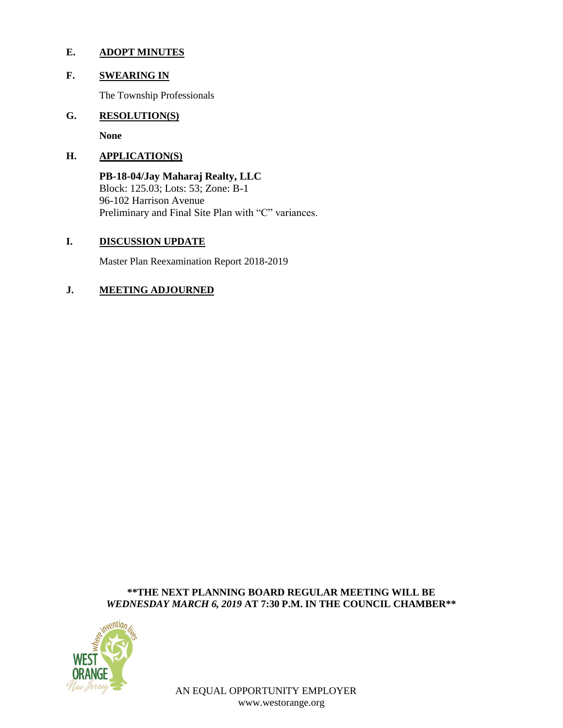**E. ADOPT MINUTES**

**F. SWEARING IN**

The Township Professionals

**G. RESOLUTION(S)**

**None**

**H. APPLICATION(S)**

**PB-18-04/Jay Maharaj Realty, LLC**
Block: 125.03; Lots: 53; Zone: B-1
96-102 Harrison Avenue
Preliminary and Final Site Plan with "C" variances.

**I. DISCUSSION UPDATE**

Master Plan Reexamination Report 2018-2019

**J. MEETING ADJOURNED**

**\*\*THE NEXT PLANNING BOARD REGULAR MEETING WILL BE *WEDNESDAY MARCH 6, 2019* AT 7:30 P.M. IN THE COUNCIL CHAMBER\*\***

AN EQUAL OPPORTUNITY EMPLOYER
www.westorange.org